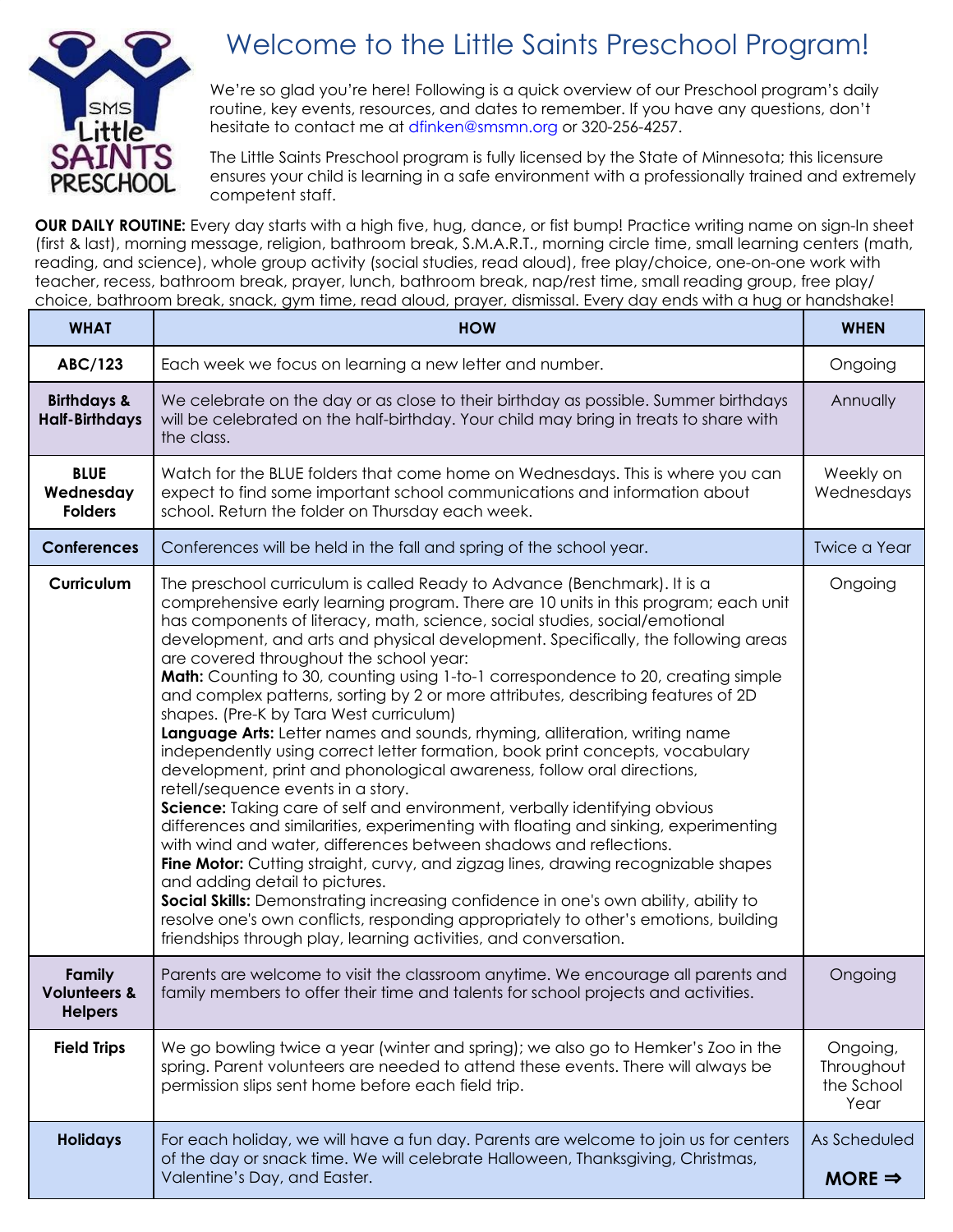# Welcome to the Little Saints Preschool Program!

We're so glad you're here! Following is a quick overview of our Preschool program's daily routine, key events, resources, and dates to remember. If you have any questions, don't hesitate to contact me at dfinken@smsmn.org or 320-256-4257.

The Little Saints Preschool program is fully licensed by the State of Minnesota; this licensure ensures your child is learning in a safe environment with a professionally trained and extremely competent staff.

**OUR DAILY ROUTINE:** Every day starts with a high five, hug, dance, or fist bump! Practice writing name on sign-In sheet (first & last), morning message, religion, bathroom break, S.M.A.R.T., morning circle time, small learning centers (math, reading, and science), whole group activity (social studies, read aloud), free play/choice, one-on-one work with teacher, recess, bathroom break, prayer, lunch, bathroom break, nap/rest time, small reading group, free play/ choice, bathroom break, snack, gym time, read aloud, prayer, dismissal. Every day ends with a hug or handshake!

| WHAT | HOW | WHEN |
|---|---|---|
| **ABC/123** | Each week we focus on learning a new letter and number. | Ongoing |
| **Birthdays & Half-Birthdays** | We celebrate on the day or as close to their birthday as possible. Summer birthdays will be celebrated on the half-birthday. Your child may bring in treats to share with the class. | Annually |
| **BLUE Wednesday Folders** | Watch for the BLUE folders that come home on Wednesdays. This is where you can expect to find some important school communications and information about school. Return the folder on Thursday each week. | Weekly on Wednesdays |
| **Conferences** | Conferences will be held in the fall and spring of the school year. | Twice a Year |
| **Curriculum** | The preschool curriculum is called Ready to Advance (Benchmark). It is a comprehensive early learning program. There are 10 units in this program; each unit has components of literacy, math, science, social studies, social/emotional development, and arts and physical development. Specifically, the following areas are covered throughout the school year:<br>**Math:** Counting to 30, counting using 1-to-1 correspondence to 20, creating simple and complex patterns, sorting by 2 or more attributes, describing features of 2D shapes. (Pre-K by Tara West curriculum)<br>**Language Arts:** Letter names and sounds, rhyming, alliteration, writing name independently using correct letter formation, book print concepts, vocabulary development, print and phonological awareness, follow oral directions, retell/sequence events in a story.<br>**Science:** Taking care of self and environment, verbally identifying obvious differences and similarities, experimenting with floating and sinking, experimenting with wind and water, differences between shadows and reflections.<br>**Fine Motor:** Cutting straight, curvy, and zigzag lines, drawing recognizable shapes and adding detail to pictures.<br>**Social Skills:** Demonstrating increasing confidence in one's own ability, ability to resolve one's own conflicts, responding appropriately to other's emotions, building friendships through play, learning activities, and conversation. | Ongoing |
| **Family Volunteers & Helpers** | Parents are welcome to visit the classroom anytime. We encourage all parents and family members to offer their time and talents for school projects and activities. | Ongoing |
| **Field Trips** | We go bowling twice a year (winter and spring); we also go to Hemker's Zoo in the spring. Parent volunteers are needed to attend these events. There will always be permission slips sent home before each field trip. | Ongoing, Throughout the School Year |
| **Holidays** | For each holiday, we will have a fun day. Parents are welcome to join us for centers of the day or snack time. We will celebrate Halloween, Thanksgiving, Christmas, Valentine's Day, and Easter. | As Scheduled |

**MORE ⇒**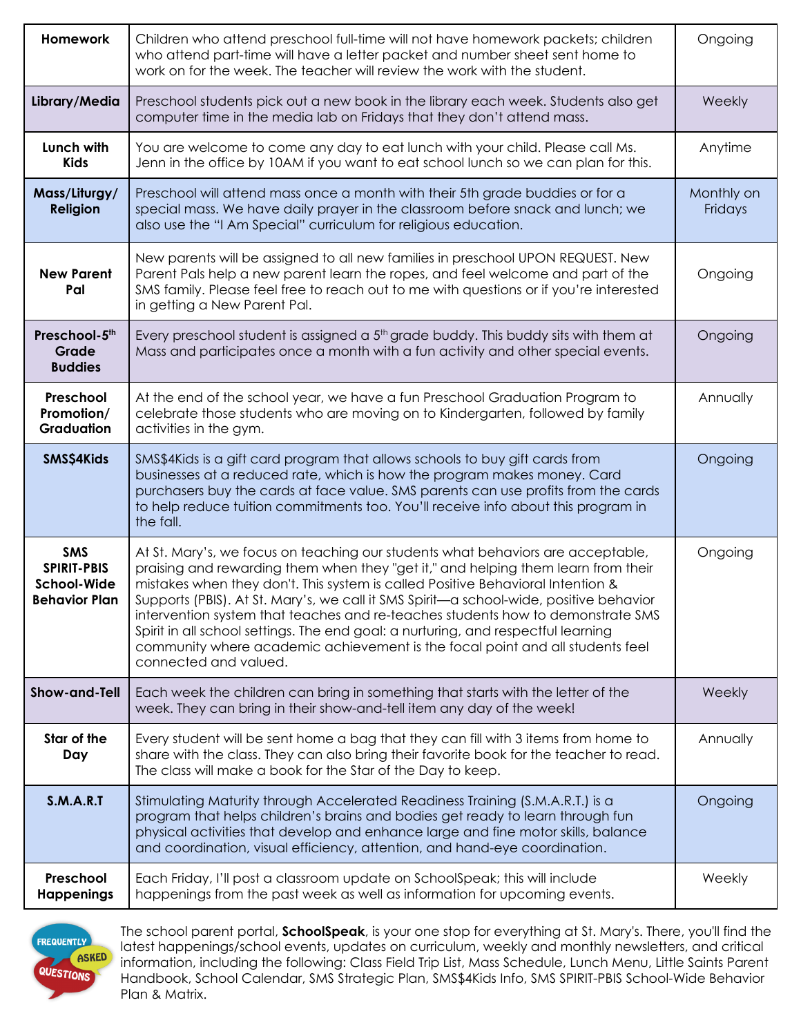| | | |
|---|---|---|
| **Homework** | Children who attend preschool full-time will not have homework packets; children who attend part-time will have a letter packet and number sheet sent home to work on for the week. The teacher will review the work with the student. | Ongoing |
| **Library/Media** | Preschool students pick out a new book in the library each week. Students also get computer time in the media lab on Fridays that they don't attend mass. | Weekly |
| **Lunch with Kids** | You are welcome to come any day to eat lunch with your child. Please call Ms. Jenn in the office by 10AM if you want to eat school lunch so we can plan for this. | Anytime |
| **Mass/Liturgy/ Religion** | Preschool will attend mass once a month with their 5th grade buddies or for a special mass. We have daily prayer in the classroom before snack and lunch; we also use the "I Am Special" curriculum for religious education. | Monthly on Fridays |
| **New Parent Pal** | New parents will be assigned to all new families in preschool UPON REQUEST. New Parent Pals help a new parent learn the ropes, and feel welcome and part of the SMS family. Please feel free to reach out to me with questions or if you're interested in getting a New Parent Pal. | Ongoing |
| **Preschool-5th Grade Buddies** | Every preschool student is assigned a 5th grade buddy. This buddy sits with them at Mass and participates once a month with a fun activity and other special events. | Ongoing |
| **Preschool Promotion/ Graduation** | At the end of the school year, we have a fun Preschool Graduation Program to celebrate those students who are moving on to Kindergarten, followed by family activities in the gym. | Annually |
| **SMS$4Kids** | SMS$4Kids is a gift card program that allows schools to buy gift cards from businesses at a reduced rate, which is how the program makes money. Card purchasers buy the cards at face value. SMS parents can use profits from the cards to help reduce tuition commitments too. You'll receive info about this program in the fall. | Ongoing |
| **SMS SPIRIT-PBIS School-Wide Behavior Plan** | At St. Mary's, we focus on teaching our students what behaviors are acceptable, praising and rewarding them when they "get it," and helping them learn from their mistakes when they don't. This system is called Positive Behavioral Intention & Supports (PBIS). At St. Mary's, we call it SMS Spirit—a school-wide, positive behavior intervention system that teaches and re-teaches students how to demonstrate SMS Spirit in all school settings. The end goal: a nurturing, and respectful learning community where academic achievement is the focal point and all students feel connected and valued. | Ongoing |
| **Show-and-Tell** | Each week the children can bring in something that starts with the letter of the week. They can bring in their show-and-tell item any day of the week! | Weekly |
| **Star of the Day** | Every student will be sent home a bag that they can fill with 3 items from home to share with the class. They can also bring their favorite book for the teacher to read. The class will make a book for the Star of the Day to keep. | Annually |
| **S.M.A.R.T** | Stimulating Maturity through Accelerated Readiness Training (S.M.A.R.T.) is a program that helps children's brains and bodies get ready to learn through fun physical activities that develop and enhance large and fine motor skills, balance and coordination, visual efficiency, attention, and hand-eye coordination. | Ongoing |
| **Preschool Happenings** | Each Friday, I'll post a classroom update on SchoolSpeak; this will include happenings from the past week as well as information for upcoming events. | Weekly |

FREQUENTLY ASKED QUESTIONS

The school parent portal, **SchoolSpeak**, is your one stop for everything at St. Mary's. There, you'll find the latest happenings/school events, updates on curriculum, weekly and monthly newsletters, and critical information, including the following: Class Field Trip List, Mass Schedule, Lunch Menu, Little Saints Parent Handbook, School Calendar, SMS Strategic Plan, SMS$4Kids Info, SMS SPIRIT-PBIS School-Wide Behavior Plan & Matrix.